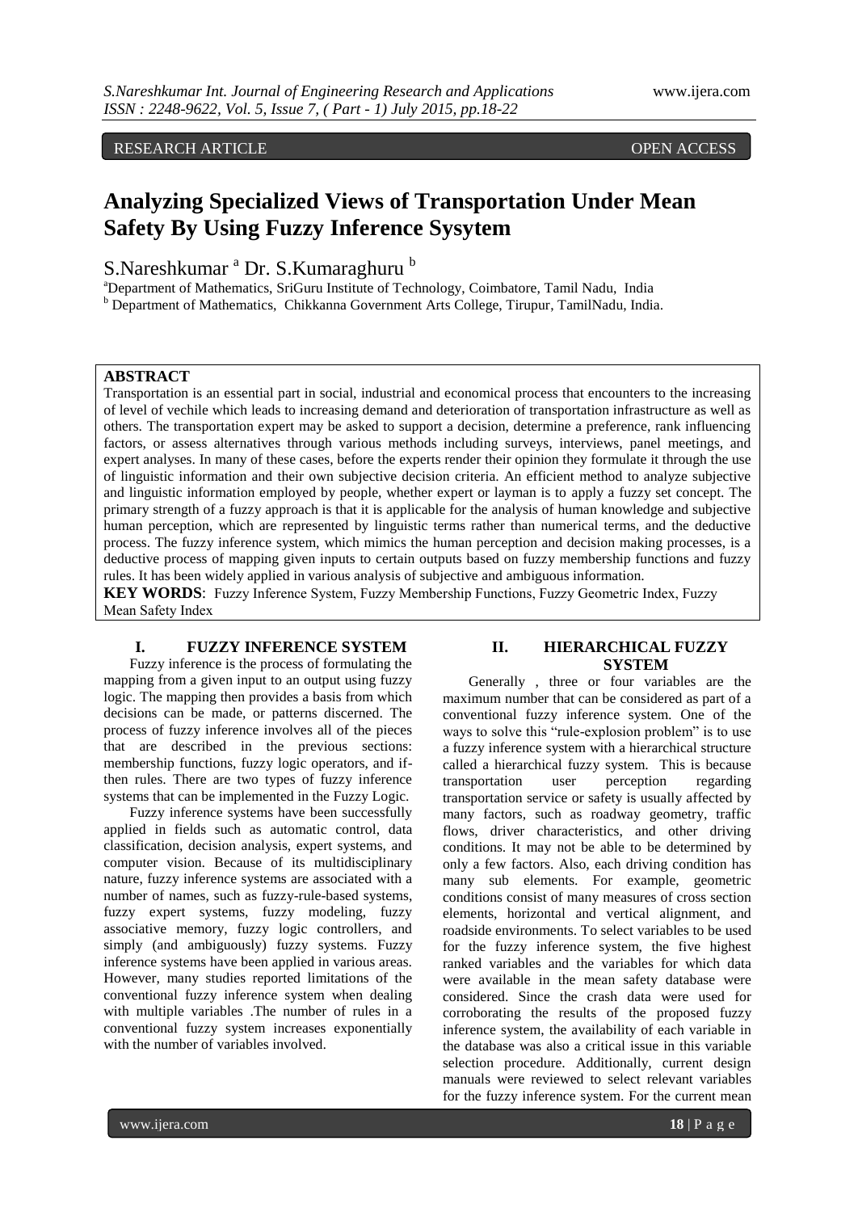RESEARCH ARTICLE OPEN ACCESS

# Analyzing Specialized Views of Transportation Under Mean Safety By Using Fuzzy Inference Sysytem

S.Nareshkumar [a] Dr. S.Kumaraghuru [b]

[a]Department of Mathematics, SriGuru Institute of Technology, Coimbatore, Tamil Nadu, India

[b] Department of Mathematics, Chikkanna Government Arts College, Tirupur, TamilNadu, India.

## ABSTRACT

Transportation is an essential part in social, industrial and economical process that encounters to the increasing of level of vechile which leads to increasing demand and deterioration of transportation infrastructure as well as others. The transportation expert may be asked to support a decision, determine a preference, rank influencing factors, or assess alternatives through various methods including surveys, interviews, panel meetings, and expert analyses. In many of these cases, before the experts render their opinion they formulate it through the use of linguistic information and their own subjective decision criteria. An efficient method to analyze subjective and linguistic information employed by people, whether expert or layman is to apply a fuzzy set concept. The primary strength of a fuzzy approach is that it is applicable for the analysis of human knowledge and subjective human perception, which are represented by linguistic terms rather than numerical terms, and the deductive process. The fuzzy inference system, which mimics the human perception and decision making processes, is a deductive process of mapping given inputs to certain outputs based on fuzzy membership functions and fuzzy rules. It has been widely applied in various analysis of subjective and ambiguous information.

**KEY WORDS**: Fuzzy Inference System, Fuzzy Membership Functions, Fuzzy Geometric Index, Fuzzy Mean Safety Index

## I. FUZZY INFERENCE SYSTEM

Fuzzy inference is the process of formulating the mapping from a given input to an output using fuzzy logic. The mapping then provides a basis from which decisions can be made, or patterns discerned. The process of fuzzy inference involves all of the pieces that are described in the previous sections: membership functions, fuzzy logic operators, and if-then rules. There are two types of fuzzy inference systems that can be implemented in the Fuzzy Logic.

Fuzzy inference systems have been successfully applied in fields such as automatic control, data classification, decision analysis, expert systems, and computer vision. Because of its multidisciplinary nature, fuzzy inference systems are associated with a number of names, such as fuzzy-rule-based systems, fuzzy expert systems, fuzzy modeling, fuzzy associative memory, fuzzy logic controllers, and simply (and ambiguously) fuzzy systems. Fuzzy inference systems have been applied in various areas. However, many studies reported limitations of the conventional fuzzy inference system when dealing with multiple variables .The number of rules in a conventional fuzzy system increases exponentially with the number of variables involved.

## II. HIERARCHICAL FUZZY SYSTEM

Generally , three or four variables are the maximum number that can be considered as part of a conventional fuzzy inference system. One of the ways to solve this "rule-explosion problem" is to use a fuzzy inference system with a hierarchical structure called a hierarchical fuzzy system. This is because transportation user perception regarding transportation service or safety is usually affected by many factors, such as roadway geometry, traffic flows, driver characteristics, and other driving conditions. It may not be able to be determined by only a few factors. Also, each driving condition has many sub elements. For example, geometric conditions consist of many measures of cross section elements, horizontal and vertical alignment, and roadside environments. To select variables to be used for the fuzzy inference system, the five highest ranked variables and the variables for which data were available in the mean safety database were considered. Since the crash data were used for corroborating the results of the proposed fuzzy inference system, the availability of each variable in the database was also a critical issue in this variable selection procedure. Additionally, current design manuals were reviewed to select relevant variables for the fuzzy inference system. For the current mean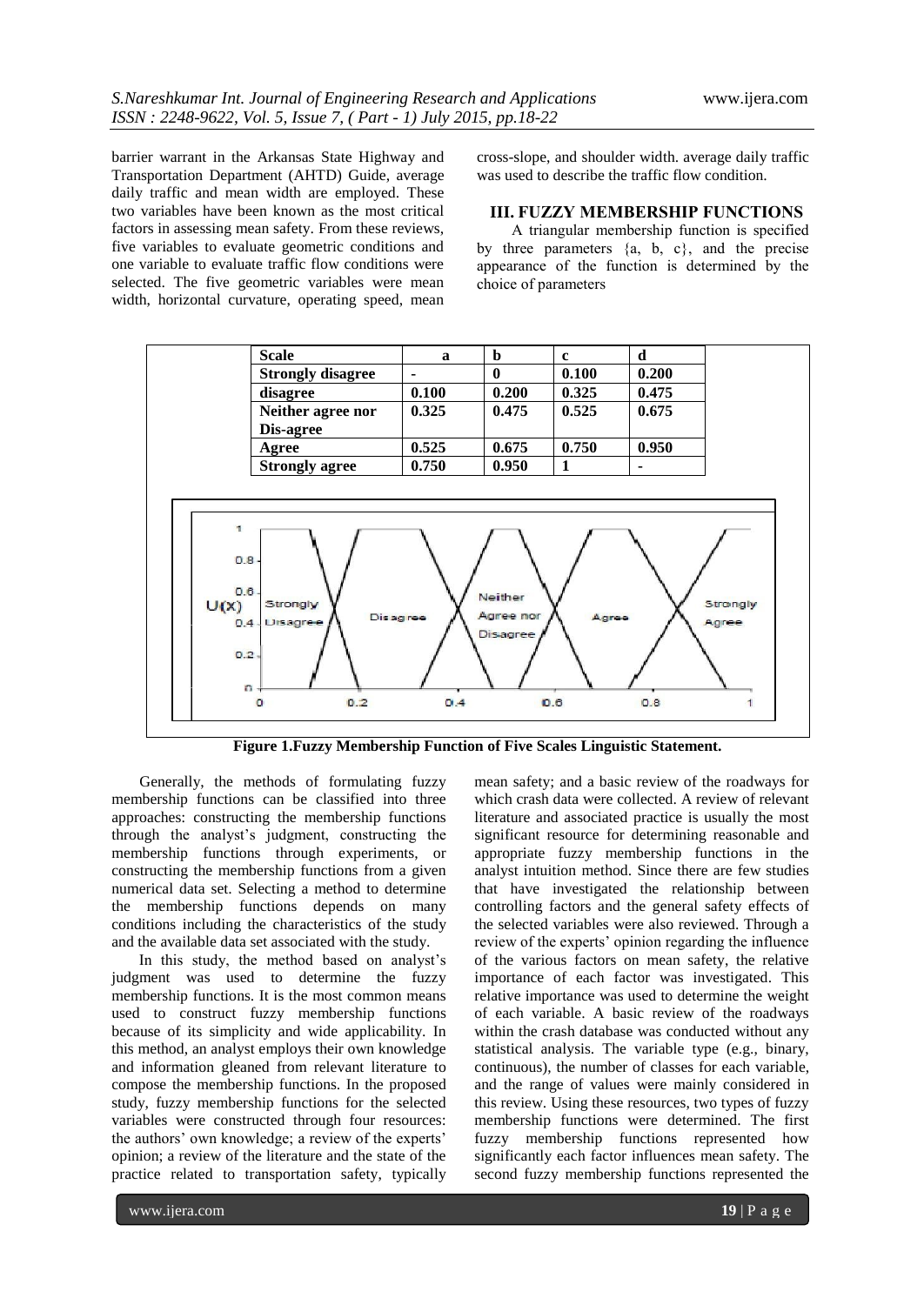barrier warrant in the Arkansas State Highway and Transportation Department (AHTD) Guide, average daily traffic and mean width are employed. These two variables have been known as the most critical factors in assessing mean safety. From these reviews, five variables to evaluate geometric conditions and one variable to evaluate traffic flow conditions were selected. The five geometric variables were mean width, horizontal curvature, operating speed, mean cross-slope, and shoulder width. average daily traffic was used to describe the traffic flow condition.

## III. FUZZY MEMBERSHIP FUNCTIONS

A triangular membership function is specified by three parameters {a, b, c}, and the precise appearance of the function is determined by the choice of parameters

| Scale | a | b | c | d |
|---|---|---|---|---|
| Strongly disagree | - | 0 | 0.100 | 0.200 |
| disagree | 0.100 | 0.200 | 0.325 | 0.475 |
| Neither agree nor Dis-agree | 0.325 | 0.475 | 0.525 | 0.675 |
| Agree | 0.525 | 0.675 | 0.750 | 0.950 |
| Strongly agree | 0.750 | 0.950 | 1 | - |

**Figure 1.Fuzzy Membership Function of Five Scales Linguistic Statement.**

Generally, the methods of formulating fuzzy membership functions can be classified into three approaches: constructing the membership functions through the analyst's judgment, constructing the membership functions through experiments, or constructing the membership functions from a given numerical data set. Selecting a method to determine the membership functions depends on many conditions including the characteristics of the study and the available data set associated with the study.

In this study, the method based on analyst's judgment was used to determine the fuzzy membership functions. It is the most common means used to construct fuzzy membership functions because of its simplicity and wide applicability. In this method, an analyst employs their own knowledge and information gleaned from relevant literature to compose the membership functions. In the proposed study, fuzzy membership functions for the selected variables were constructed through four resources: the authors' own knowledge; a review of the experts' opinion; a review of the literature and the state of the practice related to transportation safety, typically mean safety; and a basic review of the roadways for which crash data were collected. A review of relevant literature and associated practice is usually the most significant resource for determining reasonable and appropriate fuzzy membership functions in the analyst intuition method. Since there are few studies that have investigated the relationship between controlling factors and the general safety effects of the selected variables were also reviewed. Through a review of the experts' opinion regarding the influence of the various factors on mean safety, the relative importance of each factor was investigated. This relative importance was used to determine the weight of each variable. A basic review of the roadways within the crash database was conducted without any statistical analysis. The variable type (e.g., binary, continuous), the number of classes for each variable, and the range of values were mainly considered in this review. Using these resources, two types of fuzzy membership functions were determined. The first fuzzy membership functions represented how significantly each factor influences mean safety. The second fuzzy membership functions represented the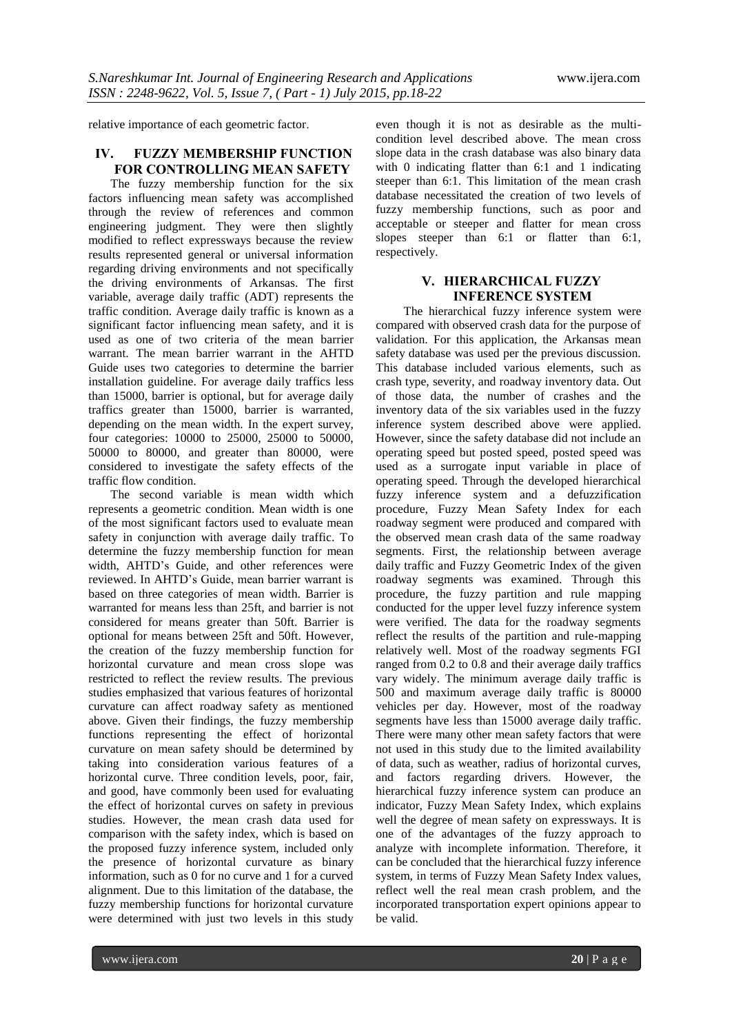relative importance of each geometric factor.

## IV. FUZZY MEMBERSHIP FUNCTION FOR CONTROLLING MEAN SAFETY

The fuzzy membership function for the six factors influencing mean safety was accomplished through the review of references and common engineering judgment. They were then slightly modified to reflect expressways because the review results represented general or universal information regarding driving environments and not specifically the driving environments of Arkansas. The first variable, average daily traffic (ADT) represents the traffic condition. Average daily traffic is known as a significant factor influencing mean safety, and it is used as one of two criteria of the mean barrier warrant. The mean barrier warrant in the AHTD Guide uses two categories to determine the barrier installation guideline. For average daily traffics less than 15000, barrier is optional, but for average daily traffics greater than 15000, barrier is warranted, depending on the mean width. In the expert survey, four categories: 10000 to 25000, 25000 to 50000, 50000 to 80000, and greater than 80000, were considered to investigate the safety effects of the traffic flow condition.

The second variable is mean width which represents a geometric condition. Mean width is one of the most significant factors used to evaluate mean safety in conjunction with average daily traffic. To determine the fuzzy membership function for mean width, AHTD's Guide, and other references were reviewed. In AHTD's Guide, mean barrier warrant is based on three categories of mean width. Barrier is warranted for means less than 25ft, and barrier is not considered for means greater than 50ft. Barrier is optional for means between 25ft and 50ft. However, the creation of the fuzzy membership function for horizontal curvature and mean cross slope was restricted to reflect the review results. The previous studies emphasized that various features of horizontal curvature can affect roadway safety as mentioned above. Given their findings, the fuzzy membership functions representing the effect of horizontal curvature on mean safety should be determined by taking into consideration various features of a horizontal curve. Three condition levels, poor, fair, and good, have commonly been used for evaluating the effect of horizontal curves on safety in previous studies. However, the mean crash data used for comparison with the safety index, which is based on the proposed fuzzy inference system, included only the presence of horizontal curvature as binary information, such as 0 for no curve and 1 for a curved alignment. Due to this limitation of the database, the fuzzy membership functions for horizontal curvature were determined with just two levels in this study even though it is not as desirable as the multi-condition level described above. The mean cross slope data in the crash database was also binary data with 0 indicating flatter than 6:1 and 1 indicating steeper than 6:1. This limitation of the mean crash database necessitated the creation of two levels of fuzzy membership functions, such as poor and acceptable or steeper and flatter for mean cross slopes steeper than 6:1 or flatter than 6:1, respectively.

## V. HIERARCHICAL FUZZY INFERENCE SYSTEM

The hierarchical fuzzy inference system were compared with observed crash data for the purpose of validation. For this application, the Arkansas mean safety database was used per the previous discussion. This database included various elements, such as crash type, severity, and roadway inventory data. Out of those data, the number of crashes and the inventory data of the six variables used in the fuzzy inference system described above were applied. However, since the safety database did not include an operating speed but posted speed, posted speed was used as a surrogate input variable in place of operating speed. Through the developed hierarchical fuzzy inference system and a defuzzification procedure, Fuzzy Mean Safety Index for each roadway segment were produced and compared with the observed mean crash data of the same roadway segments. First, the relationship between average daily traffic and Fuzzy Geometric Index of the given roadway segments was examined. Through this procedure, the fuzzy partition and rule mapping conducted for the upper level fuzzy inference system were verified. The data for the roadway segments reflect the results of the partition and rule-mapping relatively well. Most of the roadway segments FGI ranged from 0.2 to 0.8 and their average daily traffics vary widely. The minimum average daily traffic is 500 and maximum average daily traffic is 80000 vehicles per day. However, most of the roadway segments have less than 15000 average daily traffic. There were many other mean safety factors that were not used in this study due to the limited availability of data, such as weather, radius of horizontal curves, and factors regarding drivers. However, the hierarchical fuzzy inference system can produce an indicator, Fuzzy Mean Safety Index, which explains well the degree of mean safety on expressways. It is one of the advantages of the fuzzy approach to analyze with incomplete information. Therefore, it can be concluded that the hierarchical fuzzy inference system, in terms of Fuzzy Mean Safety Index values, reflect well the real mean crash problem, and the incorporated transportation expert opinions appear to be valid.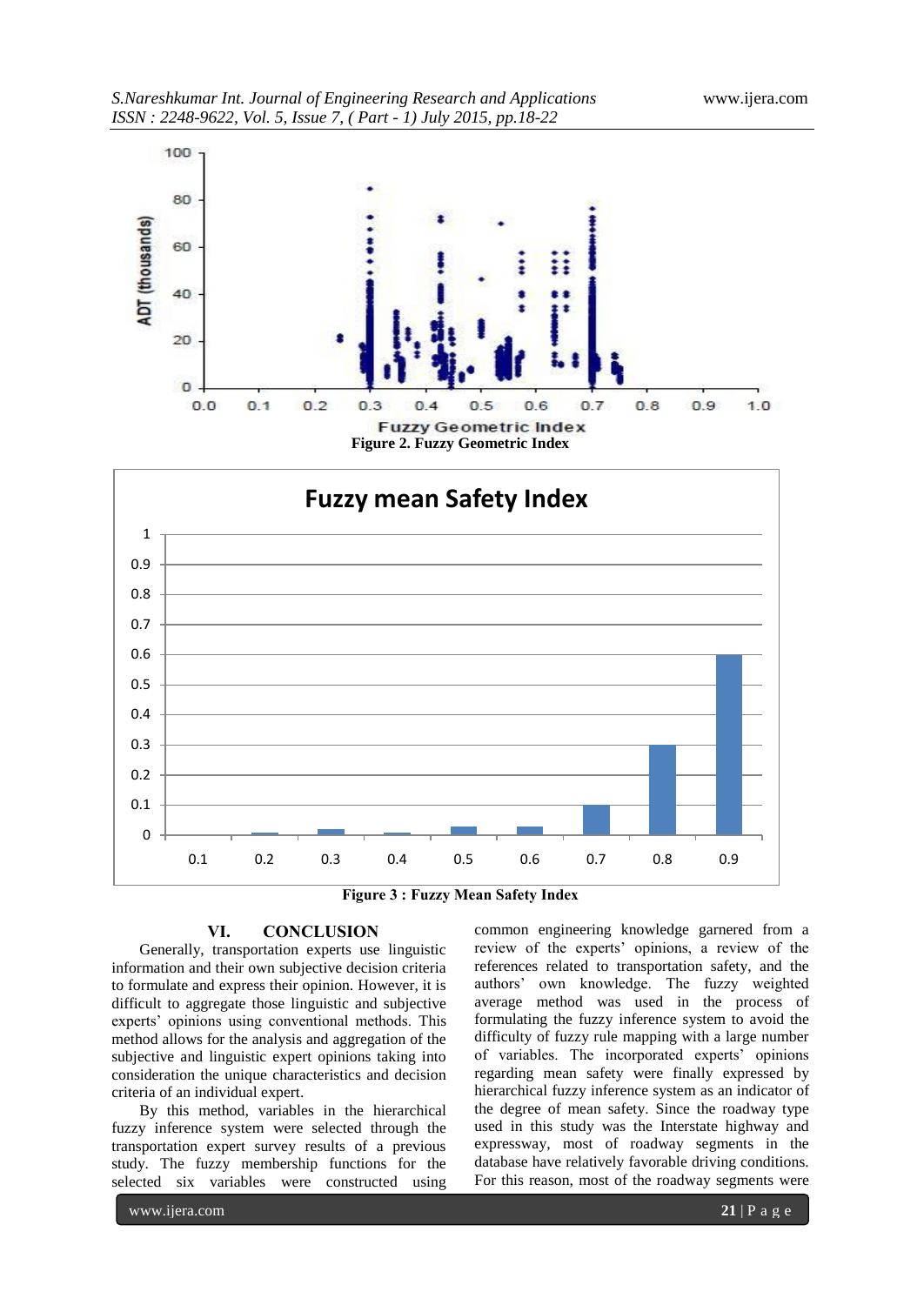Figure 2. Fuzzy Geometric Index

Figure 3 : Fuzzy Mean Safety Index

## VI. CONCLUSION

Generally, transportation experts use linguistic information and their own subjective decision criteria to formulate and express their opinion. However, it is difficult to aggregate those linguistic and subjective experts' opinions using conventional methods. This method allows for the analysis and aggregation of the subjective and linguistic expert opinions taking into consideration the unique characteristics and decision criteria of an individual expert.

By this method, variables in the hierarchical fuzzy inference system were selected through the transportation expert survey results of a previous study. The fuzzy membership functions for the selected six variables were constructed using common engineering knowledge garnered from a review of the experts' opinions, a review of the references related to transportation safety, and the authors' own knowledge. The fuzzy weighted average method was used in the process of formulating the fuzzy inference system to avoid the difficulty of fuzzy rule mapping with a large number of variables. The incorporated experts' opinions regarding mean safety were finally expressed by hierarchical fuzzy inference system as an indicator of the degree of mean safety. Since the roadway type used in this study was the Interstate highway and expressway, most of roadway segments in the database have relatively favorable driving conditions. For this reason, most of the roadway segments were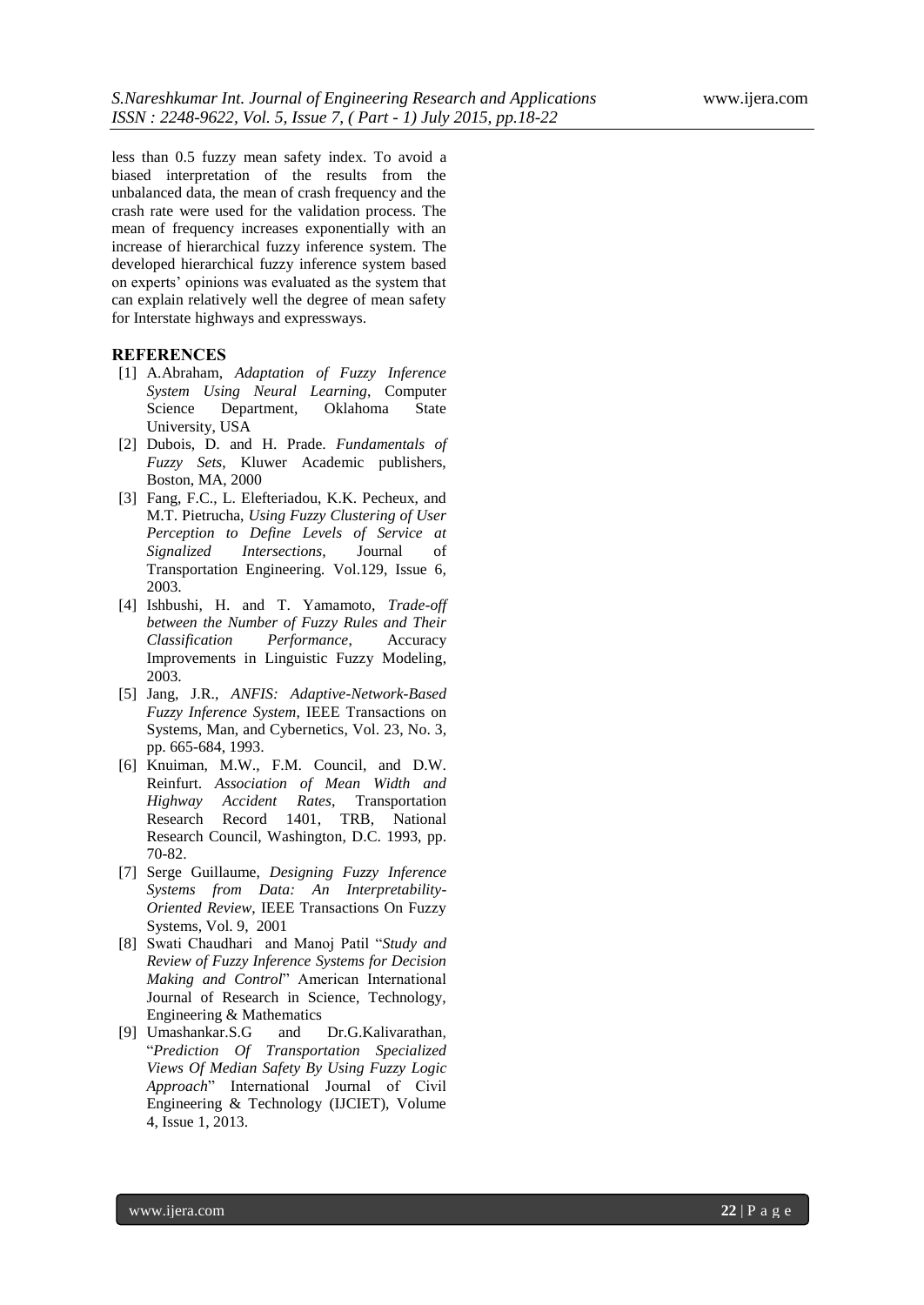less than 0.5 fuzzy mean safety index. To avoid a biased interpretation of the results from the unbalanced data, the mean of crash frequency and the crash rate were used for the validation process. The mean of frequency increases exponentially with an increase of hierarchical fuzzy inference system. The developed hierarchical fuzzy inference system based on experts' opinions was evaluated as the system that can explain relatively well the degree of mean safety for Interstate highways and expressways.

## REFERENCES

[1] A.Abraham, *Adaptation of Fuzzy Inference System Using Neural Learning*, Computer Science Department, Oklahoma State University, USA

[2] Dubois, D. and H. Prade. *Fundamentals of Fuzzy Sets*, Kluwer Academic publishers, Boston, MA, 2000

[3] Fang, F.C., L. Elefteriadou, K.K. Pecheux, and M.T. Pietrucha, *Using Fuzzy Clustering of User Perception to Define Levels of Service at Signalized Intersections*, Journal of Transportation Engineering. Vol.129, Issue 6, 2003.

[4] Ishbushi, H. and T. Yamamoto, *Trade-off between the Number of Fuzzy Rules and Their Classification Performance*, Accuracy Improvements in Linguistic Fuzzy Modeling, 2003.

[5] Jang, J.R., *ANFIS: Adaptive-Network-Based Fuzzy Inference System*, IEEE Transactions on Systems, Man, and Cybernetics, Vol. 23, No. 3, pp. 665-684, 1993.

[6] Knuiman, M.W., F.M. Council, and D.W. Reinfurt. *Association of Mean Width and Highway Accident Rates*, Transportation Research Record 1401, TRB, National Research Council, Washington, D.C. 1993, pp. 70-82.

[7] Serge Guillaume, *Designing Fuzzy Inference Systems from Data: An Interpretability-Oriented Review*, IEEE Transactions On Fuzzy Systems, Vol. 9, 2001

[8] Swati Chaudhari and Manoj Patil "*Study and Review of Fuzzy Inference Systems for Decision Making and Control*" American International Journal of Research in Science, Technology, Engineering & Mathematics

[9] Umashankar.S.G and Dr.G.Kalivarathan, "*Prediction Of Transportation Specialized Views Of Median Safety By Using Fuzzy Logic Approach*" International Journal of Civil Engineering & Technology (IJCIET), Volume 4, Issue 1, 2013.